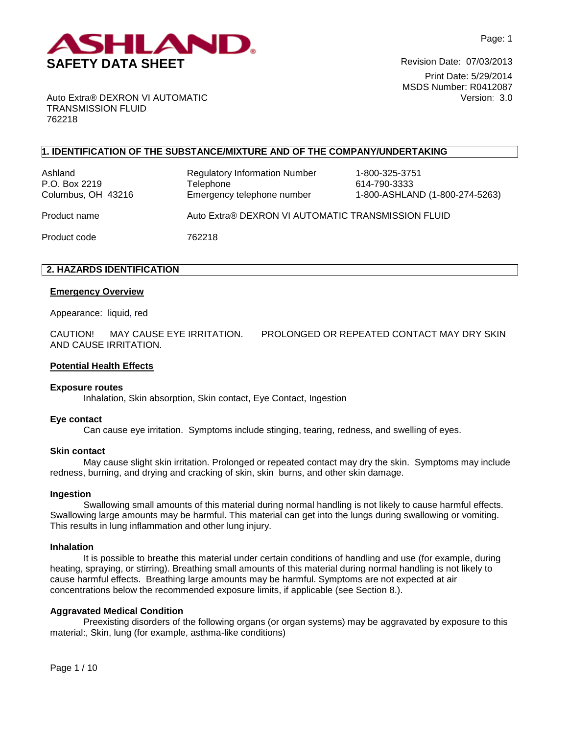# ASHLAND

## SAFETY DATA SHEET

Revision Date: 07/03/2013
Print Date: 5/29/2014
MSDS Number: R0412087
Version: 3.0

Auto Extra® DEXRON VI AUTOMATIC TRANSMISSION FLUID
762218

## 1. IDENTIFICATION OF THE SUBSTANCE/MIXTURE AND OF THE COMPANY/UNDERTAKING

| | | |
|---|---|---|
| Ashland<br>P.O. Box 2219<br>Columbus, OH 43216 | Regulatory Information Number<br>Telephone<br>Emergency telephone number | 1-800-325-3751<br>614-790-3333<br>1-800-ASHLAND (1-800-274-5263) |

Product name: Auto Extra® DEXRON VI AUTOMATIC TRANSMISSION FLUID

Product code: 762218

## 2. HAZARDS IDENTIFICATION

### Emergency Overview

Appearance: liquid, red

CAUTION! MAY CAUSE EYE IRRITATION. PROLONGED OR REPEATED CONTACT MAY DRY SKIN AND CAUSE IRRITATION.

### Potential Health Effects

**Exposure routes**

Inhalation, Skin absorption, Skin contact, Eye Contact, Ingestion

**Eye contact**

Can cause eye irritation. Symptoms include stinging, tearing, redness, and swelling of eyes.

**Skin contact**

May cause slight skin irritation. Prolonged or repeated contact may dry the skin. Symptoms may include redness, burning, and drying and cracking of skin, skin burns, and other skin damage.

**Ingestion**

Swallowing small amounts of this material during normal handling is not likely to cause harmful effects. Swallowing large amounts may be harmful. This material can get into the lungs during swallowing or vomiting. This results in lung inflammation and other lung injury.

**Inhalation**

It is possible to breathe this material under certain conditions of handling and use (for example, during heating, spraying, or stirring). Breathing small amounts of this material during normal handling is not likely to cause harmful effects. Breathing large amounts may be harmful. Symptoms are not expected at air concentrations below the recommended exposure limits, if applicable (see Section 8.).

**Aggravated Medical Condition**

Preexisting disorders of the following organs (or organ systems) may be aggravated by exposure to this material:, Skin, lung (for example, asthma-like conditions)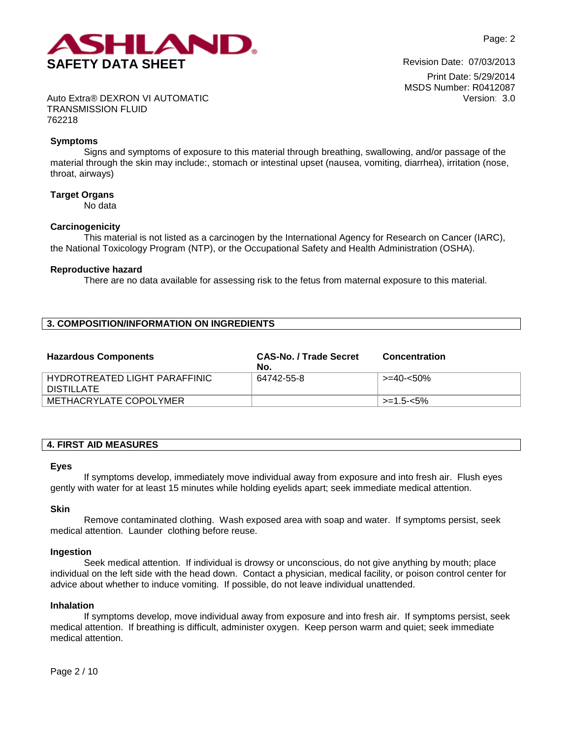### Symptoms

Signs and symptoms of exposure to this material through breathing, swallowing, and/or passage of the material through the skin may include:, stomach or intestinal upset (nausea, vomiting, diarrhea), irritation (nose, throat, airways)

### Target Organs

No data

### Carcinogenicity

This material is not listed as a carcinogen by the International Agency for Research on Cancer (IARC), the National Toxicology Program (NTP), or the Occupational Safety and Health Administration (OSHA).

### Reproductive hazard

There are no data available for assessing risk to the fetus from maternal exposure to this material.

## 3. COMPOSITION/INFORMATION ON INGREDIENTS

| Hazardous Components | CAS-No. / Trade Secret No. | Concentration |
|---|---|---|
| HYDROTREATED LIGHT PARAFFINIC DISTILLATE | 64742-55-8 | >=40-<50% |
| METHACRYLATE COPOLYMER | | >=1.5-<5% |

## 4. FIRST AID MEASURES

### Eyes

If symptoms develop, immediately move individual away from exposure and into fresh air. Flush eyes gently with water for at least 15 minutes while holding eyelids apart; seek immediate medical attention.

### Skin

Remove contaminated clothing. Wash exposed area with soap and water. If symptoms persist, seek medical attention. Launder clothing before reuse.

### Ingestion

Seek medical attention. If individual is drowsy or unconscious, do not give anything by mouth; place individual on the left side with the head down. Contact a physician, medical facility, or poison control center for advice about whether to induce vomiting. If possible, do not leave individual unattended.

### Inhalation

If symptoms develop, move individual away from exposure and into fresh air. If symptoms persist, seek medical attention. If breathing is difficult, administer oxygen. Keep person warm and quiet; seek immediate medical attention.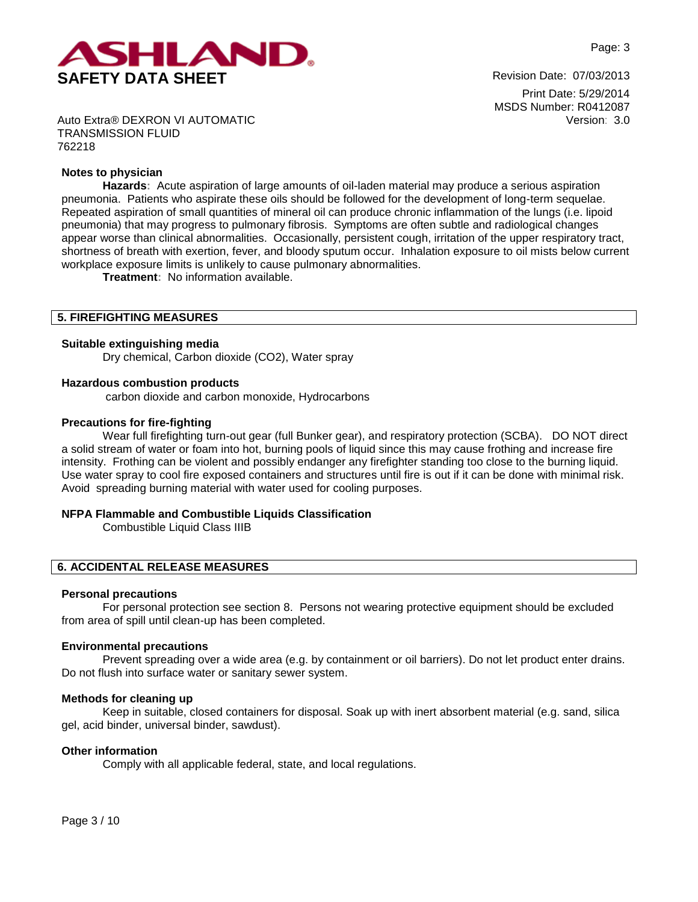#### Notes to physician

**Hazards:** Acute aspiration of large amounts of oil-laden material may produce a serious aspiration pneumonia. Patients who aspirate these oils should be followed for the development of long-term sequelae. Repeated aspiration of small quantities of mineral oil can produce chronic inflammation of the lungs (i.e. lipoid pneumonia) that may progress to pulmonary fibrosis. Symptoms are often subtle and radiological changes appear worse than clinical abnormalities. Occasionally, persistent cough, irritation of the upper respiratory tract, shortness of breath with exertion, fever, and bloody sputum occur. Inhalation exposure to oil mists below current workplace exposure limits is unlikely to cause pulmonary abnormalities.

**Treatment:** No information available.

## 5. FIREFIGHTING MEASURES

#### Suitable extinguishing media

Dry chemical, Carbon dioxide ($CO_2$), Water spray

#### Hazardous combustion products

carbon dioxide and carbon monoxide, Hydrocarbons

#### Precautions for fire-fighting

Wear full firefighting turn-out gear (full Bunker gear), and respiratory protection (SCBA). DO NOT direct a solid stream of water or foam into hot, burning pools of liquid since this may cause frothing and increase fire intensity. Frothing can be violent and possibly endanger any firefighter standing too close to the burning liquid. Use water spray to cool fire exposed containers and structures until fire is out if it can be done with minimal risk. Avoid spreading burning material with water used for cooling purposes.

#### NFPA Flammable and Combustible Liquids Classification

Combustible Liquid Class IIIB

## 6. ACCIDENTAL RELEASE MEASURES

#### Personal precautions

For personal protection see section 8. Persons not wearing protective equipment should be excluded from area of spill until clean-up has been completed.

#### Environmental precautions

Prevent spreading over a wide area (e.g. by containment or oil barriers). Do not let product enter drains. Do not flush into surface water or sanitary sewer system.

#### Methods for cleaning up

Keep in suitable, closed containers for disposal. Soak up with inert absorbent material (e.g. sand, silica gel, acid binder, universal binder, sawdust).

#### Other information

Comply with all applicable federal, state, and local regulations.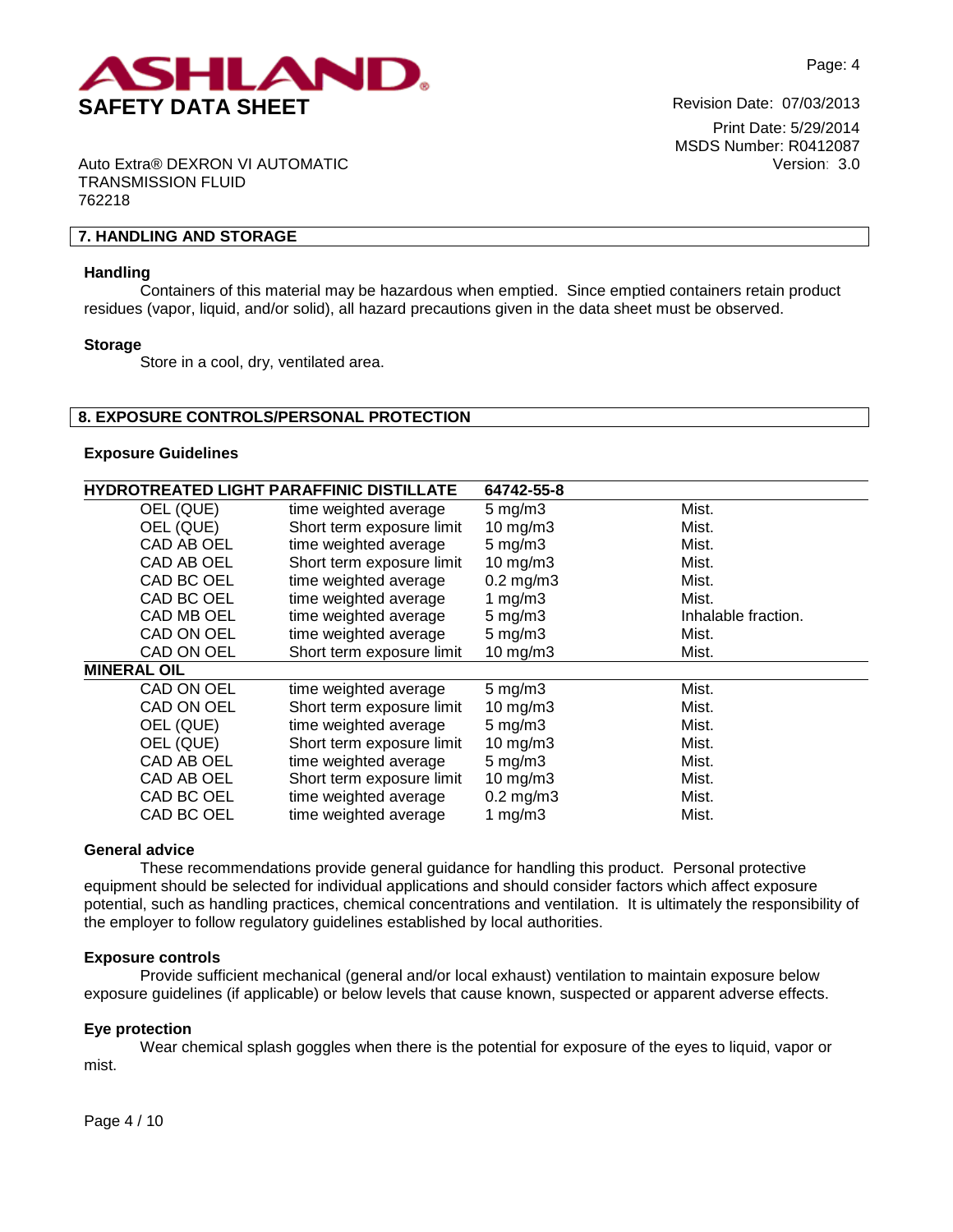Auto Extra® DEXRON VI AUTOMATIC TRANSMISSION FLUID
762218

## 7. HANDLING AND STORAGE

### Handling

Containers of this material may be hazardous when emptied. Since emptied containers retain product residues (vapor, liquid, and/or solid), all hazard precautions given in the data sheet must be observed.

### Storage

Store in a cool, dry, ventilated area.

## 8. EXPOSURE CONTROLS/PERSONAL PROTECTION

### Exposure Guidelines

| HYDROTREATED LIGHT PARAFFINIC DISTILLATE | | 64742-55-8 | |
|---|---|---|---|
| OEL (QUE) | time weighted average | 5 mg/m3 | Mist. |
| OEL (QUE) | Short term exposure limit | 10 mg/m3 | Mist. |
| CAD AB OEL | time weighted average | 5 mg/m3 | Mist. |
| CAD AB OEL | Short term exposure limit | 10 mg/m3 | Mist. |
| CAD BC OEL | time weighted average | 0.2 mg/m3 | Mist. |
| CAD BC OEL | time weighted average | 1 mg/m3 | Mist. |
| CAD MB OEL | time weighted average | 5 mg/m3 | Inhalable fraction. |
| CAD ON OEL | time weighted average | 5 mg/m3 | Mist. |
| CAD ON OEL | Short term exposure limit | 10 mg/m3 | Mist. |
| **MINERAL OIL** | | | |
| CAD ON OEL | time weighted average | 5 mg/m3 | Mist. |
| CAD ON OEL | Short term exposure limit | 10 mg/m3 | Mist. |
| OEL (QUE) | time weighted average | 5 mg/m3 | Mist. |
| OEL (QUE) | Short term exposure limit | 10 mg/m3 | Mist. |
| CAD AB OEL | time weighted average | 5 mg/m3 | Mist. |
| CAD AB OEL | Short term exposure limit | 10 mg/m3 | Mist. |
| CAD BC OEL | time weighted average | 0.2 mg/m3 | Mist. |
| CAD BC OEL | time weighted average | 1 mg/m3 | Mist. |

### General advice

These recommendations provide general guidance for handling this product. Personal protective equipment should be selected for individual applications and should consider factors which affect exposure potential, such as handling practices, chemical concentrations and ventilation. It is ultimately the responsibility of the employer to follow regulatory guidelines established by local authorities.

### Exposure controls

Provide sufficient mechanical (general and/or local exhaust) ventilation to maintain exposure below exposure guidelines (if applicable) or below levels that cause known, suspected or apparent adverse effects.

### Eye protection

Wear chemical splash goggles when there is the potential for exposure of the eyes to liquid, vapor or mist.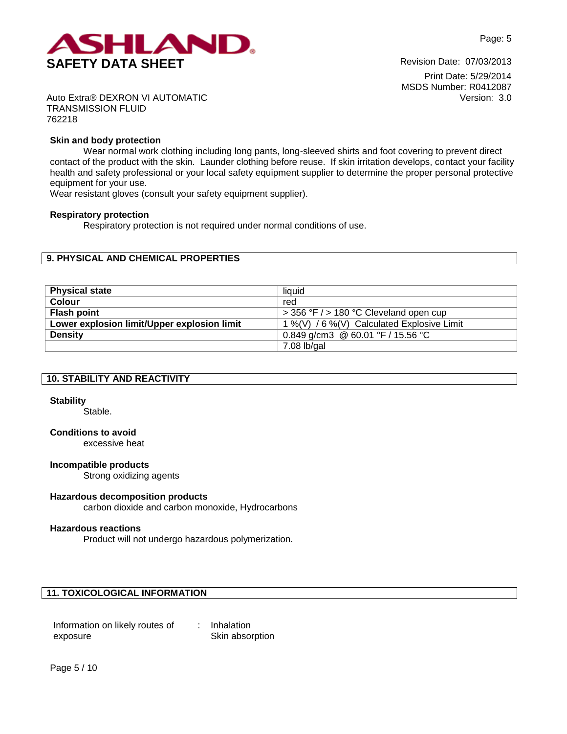### Skin and body protection

Wear normal work clothing including long pants, long-sleeved shirts and foot covering to prevent direct contact of the product with the skin. Launder clothing before reuse. If skin irritation develops, contact your facility health and safety professional or your local safety equipment supplier to determine the proper personal protective equipment for your use.
Wear resistant gloves (consult your safety equipment supplier).

### Respiratory protection

Respiratory protection is not required under normal conditions of use.

## 9. PHYSICAL AND CHEMICAL PROPERTIES

| | |
|---|---|
| **Physical state** | liquid |
| **Colour** | red |
| **Flash point** | > 356 °F / > 180 °C Cleveland open cup |
| **Lower explosion limit/Upper explosion limit** | 1 %(V) / 6 %(V) Calculated Explosive Limit |
| **Density** | 0.849 g/cm3 @ 60.01 °F / 15.56 °C |
| | 7.08 lb/gal |

## 10. STABILITY AND REACTIVITY

### Stability

Stable.

### Conditions to avoid

excessive heat

### Incompatible products

Strong oxidizing agents

### Hazardous decomposition products

carbon dioxide and carbon monoxide, Hydrocarbons

### Hazardous reactions

Product will not undergo hazardous polymerization.

## 11. TOXICOLOGICAL INFORMATION

Information on likely routes of exposure : Inhalation
Skin absorption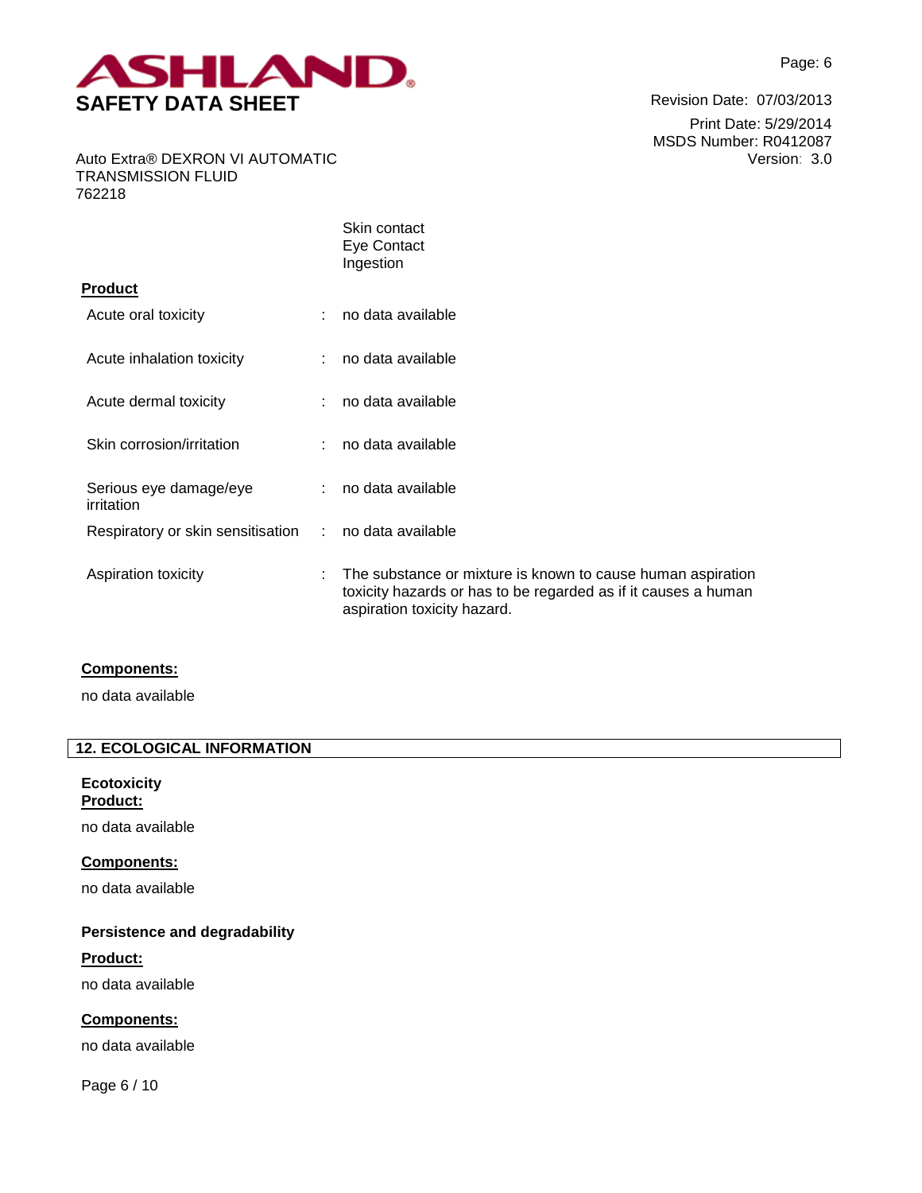Skin contact
Eye Contact
Ingestion

**Product**

| | | |
|---|---|---|
| Acute oral toxicity | : | no data available |
| Acute inhalation toxicity | : | no data available |
| Acute dermal toxicity | : | no data available |
| Skin corrosion/irritation | : | no data available |
| Serious eye damage/eye irritation | : | no data available |
| Respiratory or skin sensitisation | : | no data available |
| Aspiration toxicity | : | The substance or mixture is known to cause human aspiration toxicity hazards or has to be regarded as if it causes a human aspiration toxicity hazard. |

**Components:**

no data available

## 12. ECOLOGICAL INFORMATION

**Ecotoxicity**

**Product:**

no data available

**Components:**

no data available

**Persistence and degradability**

**Product:**

no data available

**Components:**

no data available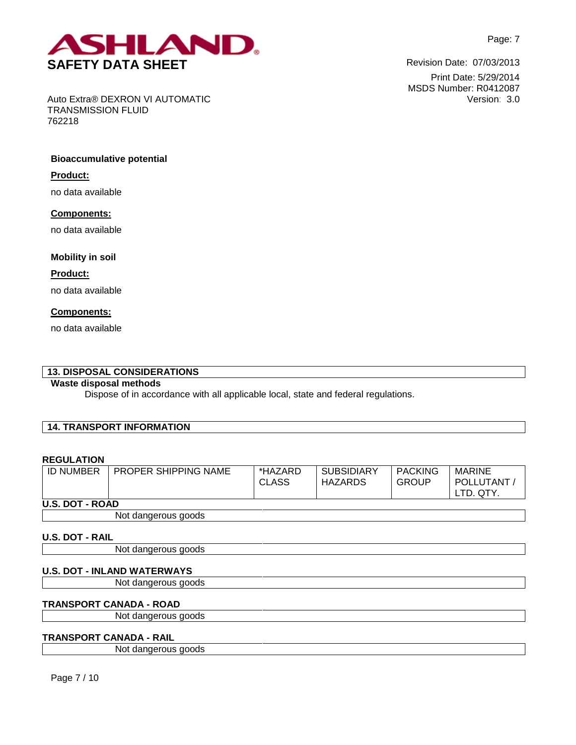**Bioaccumulative potential**

**Product:**

no data available

**Components:**

no data available

**Mobility in soil**

**Product:**

no data available

**Components:**

no data available

## 13. DISPOSAL CONSIDERATIONS

**Waste disposal methods**

Dispose of in accordance with all applicable local, state and federal regulations.

## 14. TRANSPORT INFORMATION

**REGULATION**

| ID NUMBER | PROPER SHIPPING NAME | *HAZARD CLASS | SUBSIDIARY HAZARDS | PACKING GROUP | MARINE POLLUTANT / LTD. QTY. |
|---|---|---|---|---|---|
| **U.S. DOT - ROAD** | | | | | |
| | Not dangerous goods | | | | |
| **U.S. DOT - RAIL** | | | | | |
| | Not dangerous goods | | | | |
| **U.S. DOT - INLAND WATERWAYS** | | | | | |
| | Not dangerous goods | | | | |
| **TRANSPORT CANADA - ROAD** | | | | | |
| | Not dangerous goods | | | | |
| **TRANSPORT CANADA - RAIL** | | | | | |
| | Not dangerous goods | | | | |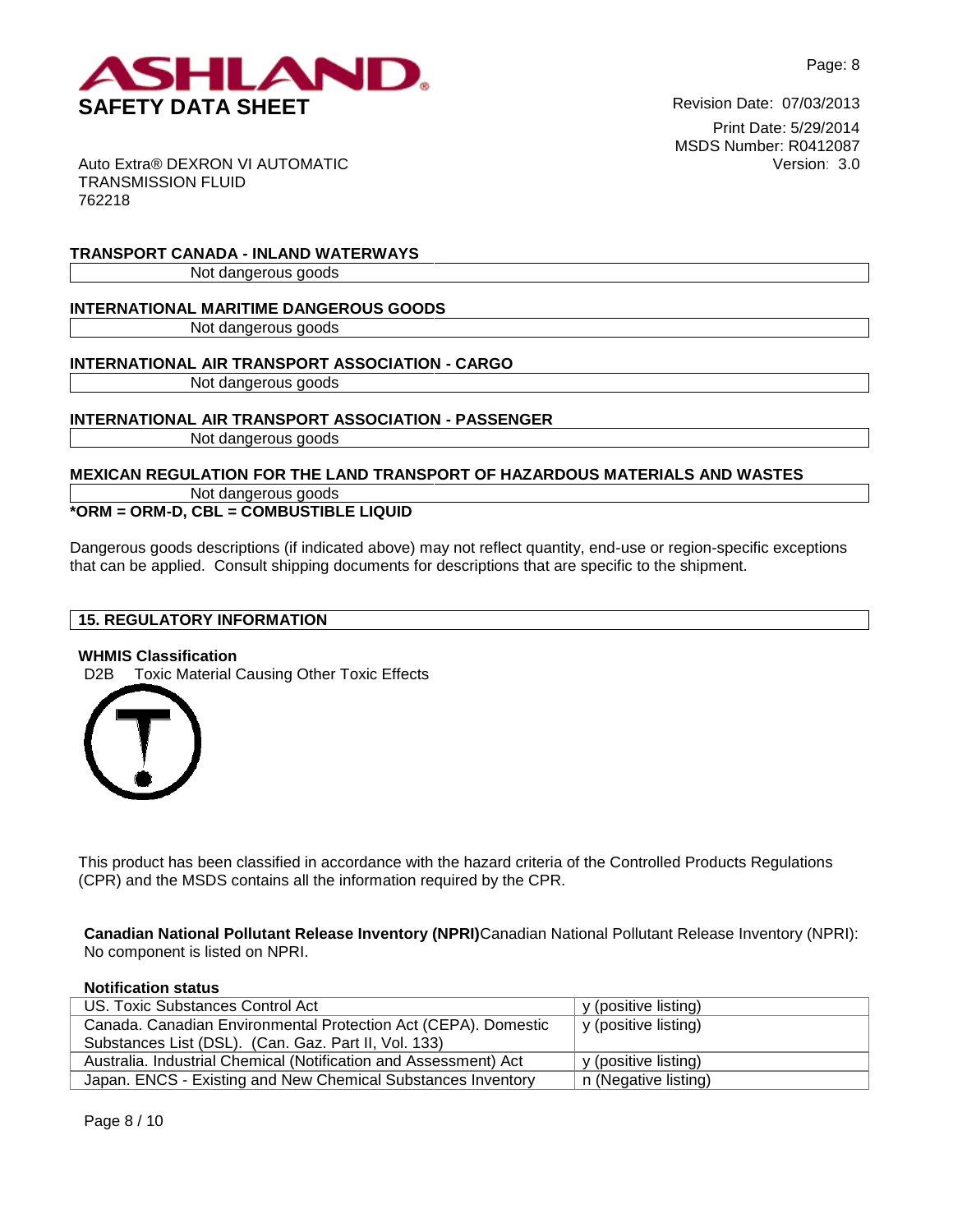### TRANSPORT CANADA - INLAND WATERWAYS

Not dangerous goods

### INTERNATIONAL MARITIME DANGEROUS GOODS

Not dangerous goods

### INTERNATIONAL AIR TRANSPORT ASSOCIATION - CARGO

Not dangerous goods

### INTERNATIONAL AIR TRANSPORT ASSOCIATION - PASSENGER

Not dangerous goods

### MEXICAN REGULATION FOR THE LAND TRANSPORT OF HAZARDOUS MATERIALS AND WASTES

Not dangerous goods

**\*ORM = ORM-D, CBL = COMBUSTIBLE LIQUID**

Dangerous goods descriptions (if indicated above) may not reflect quantity, end-use or region-specific exceptions that can be applied. Consult shipping documents for descriptions that are specific to the shipment.

## 15. REGULATORY INFORMATION

**WHMIS Classification**

D2B Toxic Material Causing Other Toxic Effects

This product has been classified in accordance with the hazard criteria of the Controlled Products Regulations (CPR) and the MSDS contains all the information required by the CPR.

**Canadian National Pollutant Release Inventory (NPRI)** Canadian National Pollutant Release Inventory (NPRI): No component is listed on NPRI.

**Notification status**

| | |
|---|---|
| US. Toxic Substances Control Act | y (positive listing) |
| Canada. Canadian Environmental Protection Act (CEPA). Domestic Substances List (DSL). (Can. Gaz. Part II, Vol. 133) | y (positive listing) |
| Australia. Industrial Chemical (Notification and Assessment) Act | y (positive listing) |
| Japan. ENCS - Existing and New Chemical Substances Inventory | n (Negative listing) |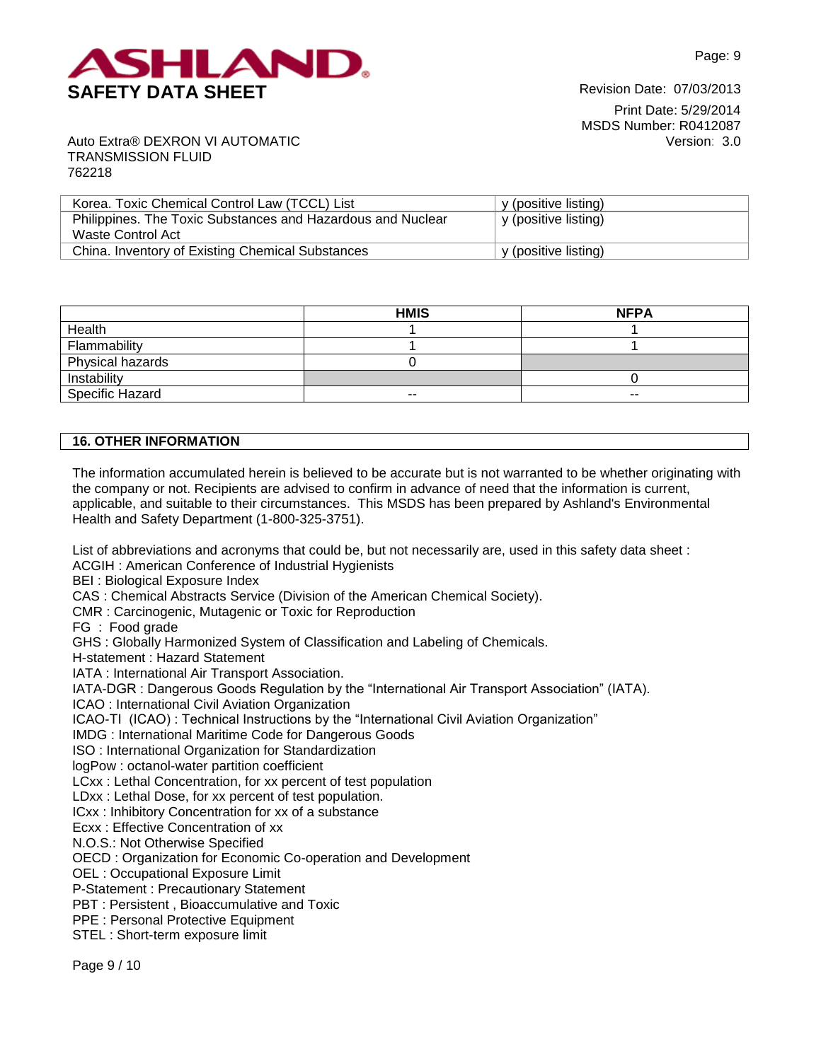| Korea. Toxic Chemical Control Law (TCCL) List | y (positive listing) |
|---|---|
| Philippines. The Toxic Substances and Hazardous and Nuclear Waste Control Act | y (positive listing) |
| China. Inventory of Existing Chemical Substances | y (positive listing) |

| | HMIS | NFPA |
|---|---|---|
| Health | 1 | 1 |
| Flammability | 1 | 1 |
| Physical hazards | 0 | |
| Instability | | 0 |
| Specific Hazard | -- | -- |

## 16. OTHER INFORMATION

The information accumulated herein is believed to be accurate but is not warranted to be whether originating with the company or not. Recipients are advised to confirm in advance of need that the information is current, applicable, and suitable to their circumstances. This MSDS has been prepared by Ashland's Environmental Health and Safety Department (1-800-325-3751).

List of abbreviations and acronyms that could be, but not necessarily are, used in this safety data sheet :
ACGIH : American Conference of Industrial Hygienists
BEI : Biological Exposure Index
CAS : Chemical Abstracts Service (Division of the American Chemical Society).
CMR : Carcinogenic, Mutagenic or Toxic for Reproduction
FG : Food grade
GHS : Globally Harmonized System of Classification and Labeling of Chemicals.
H-statement : Hazard Statement
IATA : International Air Transport Association.
IATA-DGR : Dangerous Goods Regulation by the "International Air Transport Association" (IATA).
ICAO : International Civil Aviation Organization
ICAO-TI (ICAO) : Technical Instructions by the "International Civil Aviation Organization"
IMDG : International Maritime Code for Dangerous Goods
ISO : International Organization for Standardization
logPow : octanol-water partition coefficient
LCxx : Lethal Concentration, for xx percent of test population
LDxx : Lethal Dose, for xx percent of test population.
ICxx : Inhibitory Concentration for xx of a substance
Ecxx : Effective Concentration of xx
N.O.S.: Not Otherwise Specified
OECD : Organization for Economic Co-operation and Development
OEL : Occupational Exposure Limit
P-Statement : Precautionary Statement
PBT : Persistent , Bioaccumulative and Toxic
PPE : Personal Protective Equipment
STEL : Short-term exposure limit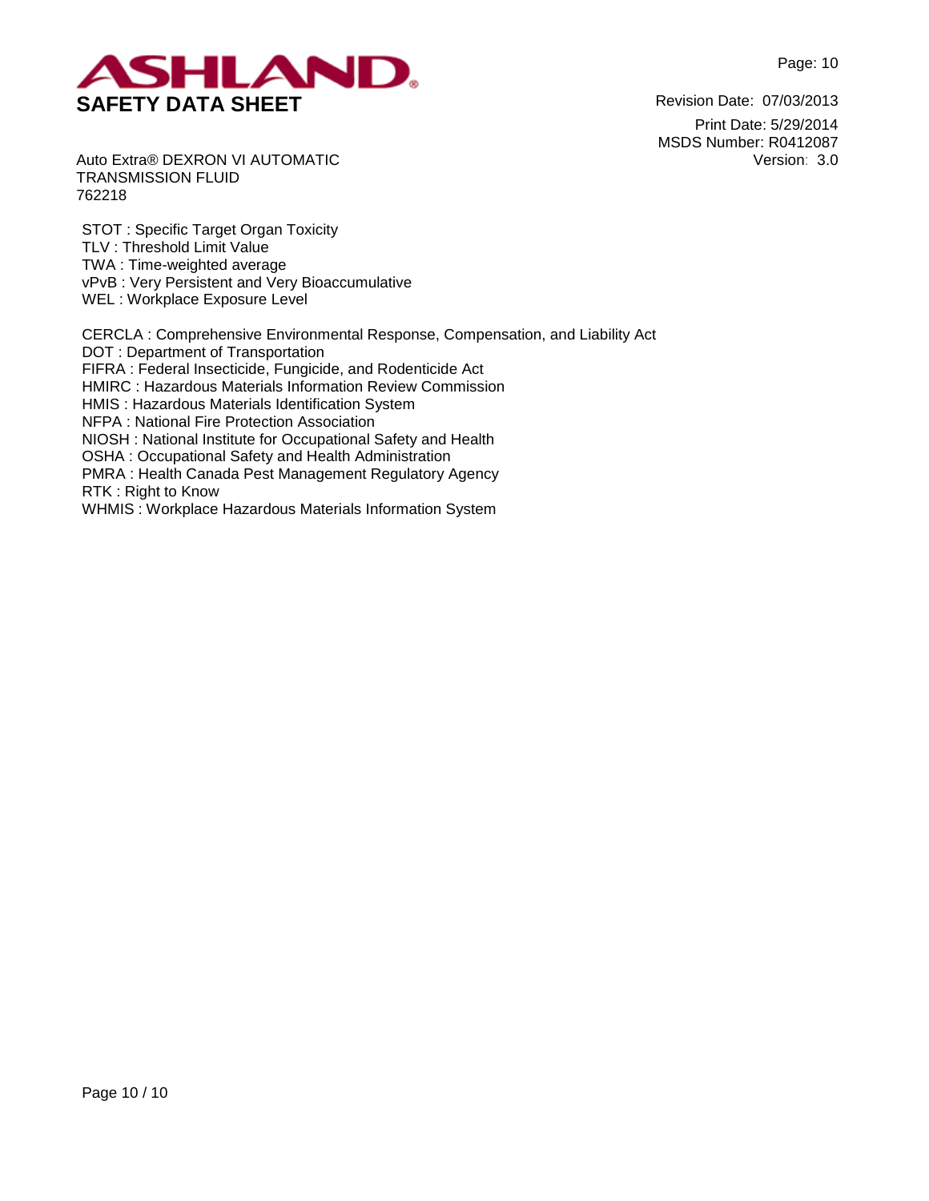STOT : Specific Target Organ Toxicity
TLV : Threshold Limit Value
TWA : Time-weighted average
vPvB : Very Persistent and Very Bioaccumulative
WEL : Workplace Exposure Level

CERCLA : Comprehensive Environmental Response, Compensation, and Liability Act
DOT : Department of Transportation
FIFRA : Federal Insecticide, Fungicide, and Rodenticide Act
HMIRC : Hazardous Materials Information Review Commission
HMIS : Hazardous Materials Identification System
NFPA : National Fire Protection Association
NIOSH : National Institute for Occupational Safety and Health
OSHA : Occupational Safety and Health Administration
PMRA : Health Canada Pest Management Regulatory Agency
RTK : Right to Know
WHMIS : Workplace Hazardous Materials Information System